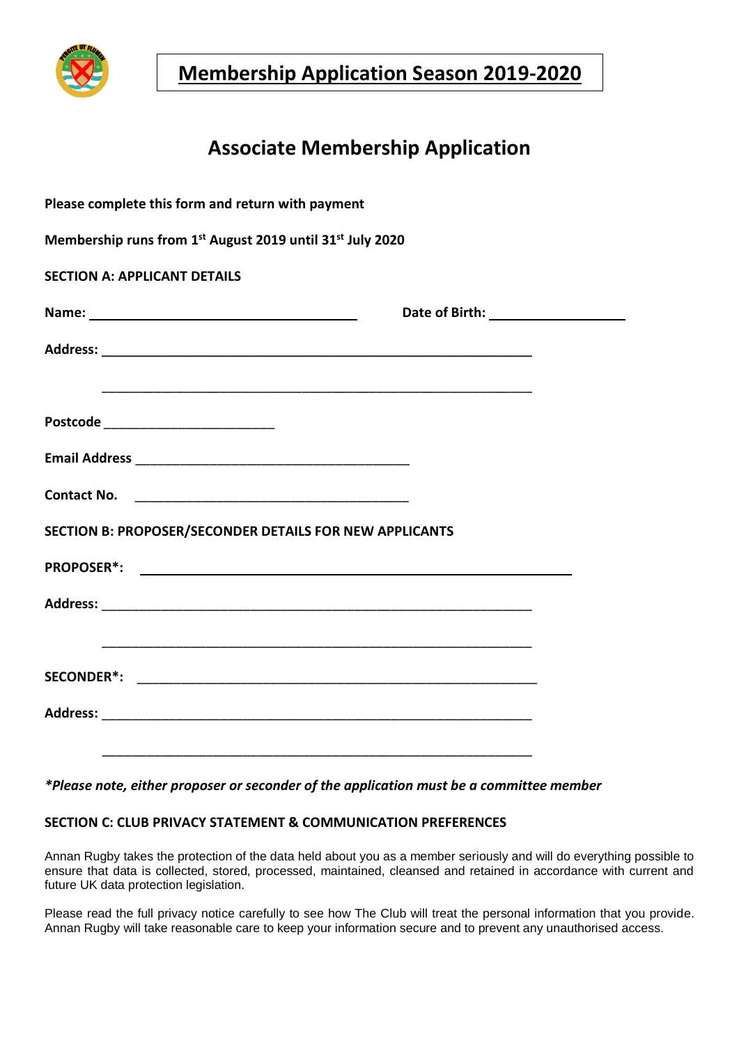# Membership Application Season 2019-2020

## Associate Membership Application

**Please complete this form and return with payment**

**Membership runs from 1st August 2019 until 31st July 2020**

**SECTION A: APPLICANT DETAILS**

**Name:** ______________________________ **Date of Birth:** ________________

**Address:** ____________________________________________________

____________________________________________________

**Postcode** ______________________

**Email Address** ___________________________________

**Contact No.** ___________________________________

**SECTION B: PROPOSER/SECONDER DETAILS FOR NEW APPLICANTS**

**PROPOSER*:** ____________________________________________________

**Address:** ____________________________________________________

____________________________________________________

**SECONDER*:** ____________________________________________________

**Address:** ____________________________________________________

____________________________________________________

***Please note, either proposer or seconder of the application must be a committee member***

**SECTION C: CLUB PRIVACY STATEMENT & COMMUNICATION PREFERENCES**

Annan Rugby takes the protection of the data held about you as a member seriously and will do everything possible to ensure that data is collected, stored, processed, maintained, cleansed and retained in accordance with current and future UK data protection legislation.

Please read the full privacy notice carefully to see how The Club will treat the personal information that you provide. Annan Rugby will take reasonable care to keep your information secure and to prevent any unauthorised access.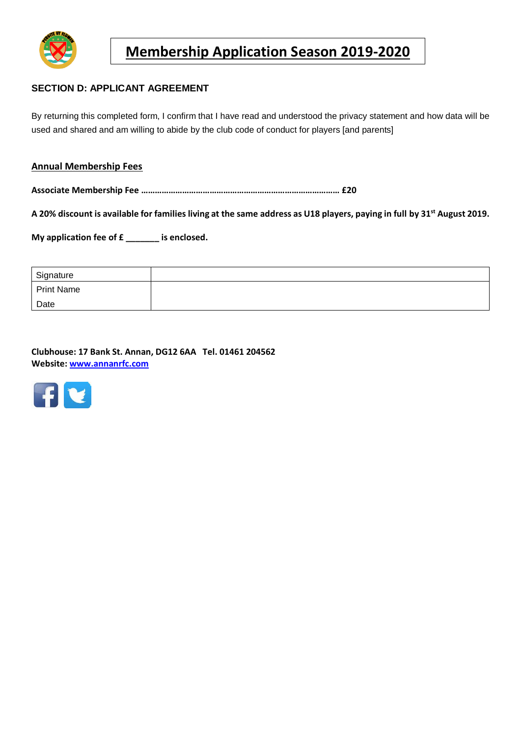# Membership Application Season 2019-2020

### SECTION D: APPLICANT AGREEMENT

By returning this completed form, I confirm that I have read and understood the privacy statement and how data will be used and shared and am willing to abide by the club code of conduct for players [and parents]

## Annual Membership Fees

**Associate Membership Fee ………………………………………………………………………… £20**

**A 20% discount is available for families living at the same address as U18 players, paying in full by 31st August 2019.**

**My application fee of £ _______ is enclosed.**

| | |
|---|---|
| Signature | |
| Print Name | |
| Date | |

**Clubhouse: 17 Bank St. Annan, DG12 6AA Tel. 01461 204562**
**Website: www.annanrfc.com**